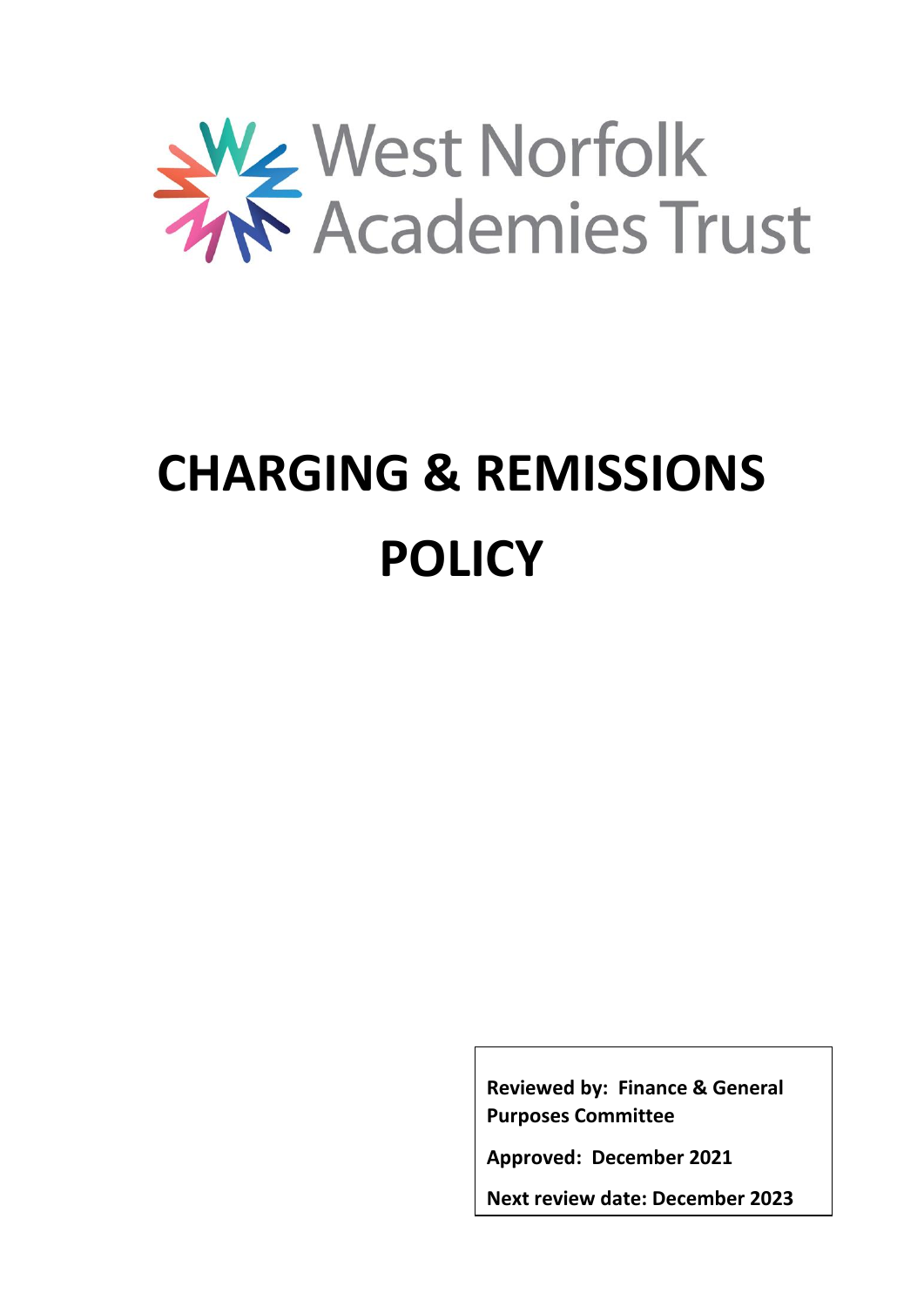West Norfolk Academies Trust

# CHARGING & REMISSIONS POLICY

**Reviewed by: Finance & General Purposes Committee**

**Approved: December 2021**

**Next review date: December 2023**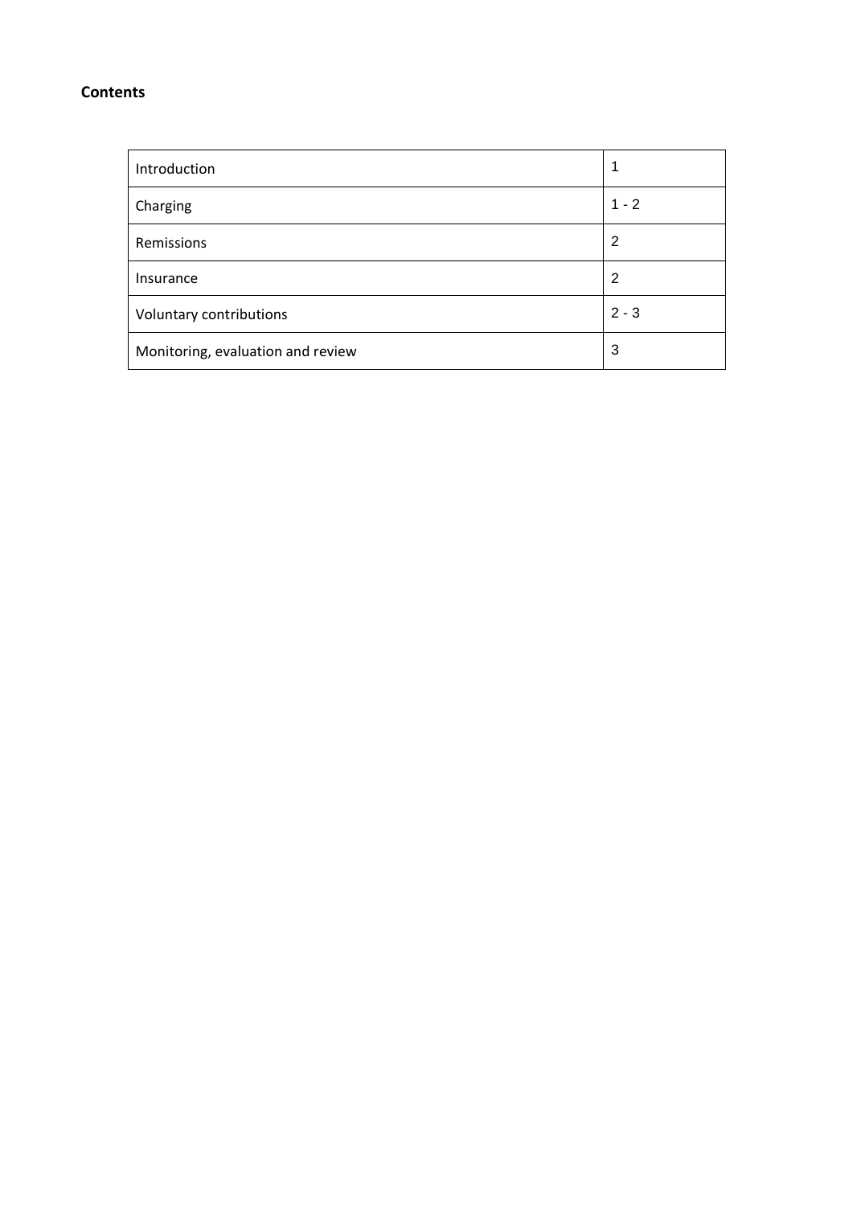**Contents**

| Introduction | 1 |
|---|---|
| Charging | 1 - 2 |
| Remissions | 2 |
| Insurance | 2 |
| Voluntary contributions | 2 - 3 |
| Monitoring, evaluation and review | 3 |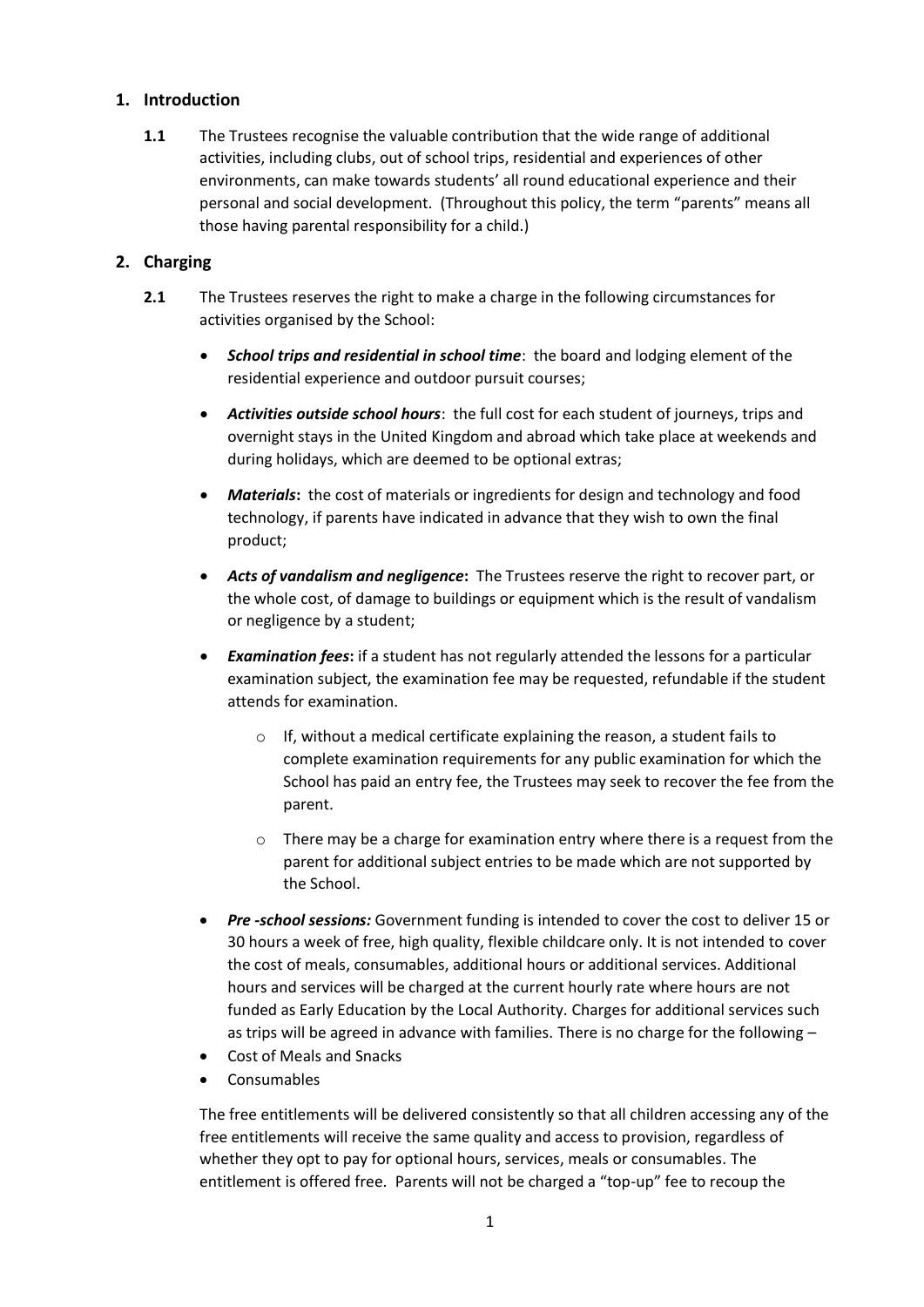## 1. Introduction

**1.1** The Trustees recognise the valuable contribution that the wide range of additional activities, including clubs, out of school trips, residential and experiences of other environments, can make towards students' all round educational experience and their personal and social development. (Throughout this policy, the term "parents" means all those having parental responsibility for a child.)

## 2. Charging

**2.1** The Trustees reserves the right to make a charge in the following circumstances for activities organised by the School:

- ***School trips and residential in school time***: the board and lodging element of the residential experience and outdoor pursuit courses;
- ***Activities outside school hours***: the full cost for each student of journeys, trips and overnight stays in the United Kingdom and abroad which take place at weekends and during holidays, which are deemed to be optional extras;
- ***Materials*:** the cost of materials or ingredients for design and technology and food technology, if parents have indicated in advance that they wish to own the final product;
- ***Acts of vandalism and negligence*:** The Trustees reserve the right to recover part, or the whole cost, of damage to buildings or equipment which is the result of vandalism or negligence by a student;
- ***Examination fees*:** if a student has not regularly attended the lessons for a particular examination subject, the examination fee may be requested, refundable if the student attends for examination.
    - If, without a medical certificate explaining the reason, a student fails to complete examination requirements for any public examination for which the School has paid an entry fee, the Trustees may seek to recover the fee from the parent.
    - There may be a charge for examination entry where there is a request from the parent for additional subject entries to be made which are not supported by the School.
- ***Pre -school sessions:*** Government funding is intended to cover the cost to deliver 15 or 30 hours a week of free, high quality, flexible childcare only. It is not intended to cover the cost of meals, consumables, additional hours or additional services. Additional hours and services will be charged at the current hourly rate where hours are not funded as Early Education by the Local Authority. Charges for additional services such as trips will be agreed in advance with families. There is no charge for the following –
- Cost of Meals and Snacks
- Consumables

The free entitlements will be delivered consistently so that all children accessing any of the free entitlements will receive the same quality and access to provision, regardless of whether they opt to pay for optional hours, services, meals or consumables. The entitlement is offered free. Parents will not be charged a "top-up" fee to recoup the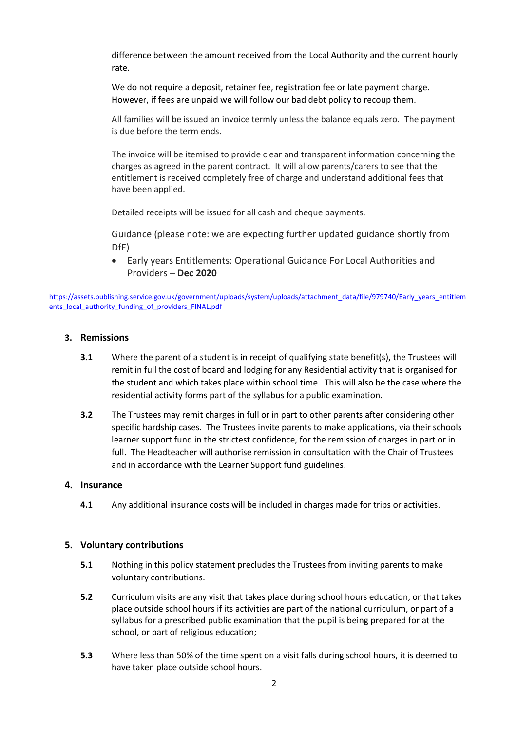difference between the amount received from the Local Authority and the current hourly rate.

We do not require a deposit, retainer fee, registration fee or late payment charge. However, if fees are unpaid we will follow our bad debt policy to recoup them.

All families will be issued an invoice termly unless the balance equals zero. The payment is due before the term ends.

The invoice will be itemised to provide clear and transparent information concerning the charges as agreed in the parent contract. It will allow parents/carers to see that the entitlement is received completely free of charge and understand additional fees that have been applied.

Detailed receipts will be issued for all cash and cheque payments.

Guidance (please note: we are expecting further updated guidance shortly from DfE)

- Early years Entitlements: Operational Guidance For Local Authorities and Providers – **Dec 2020**

https://assets.publishing.service.gov.uk/government/uploads/system/uploads/attachment_data/file/979740/Early_years_entitlements_local_authority_funding_of_providers_FINAL.pdf

## 3. Remissions

**3.1** Where the parent of a student is in receipt of qualifying state benefit(s), the Trustees will remit in full the cost of board and lodging for any Residential activity that is organised for the student and which takes place within school time. This will also be the case where the residential activity forms part of the syllabus for a public examination.

**3.2** The Trustees may remit charges in full or in part to other parents after considering other specific hardship cases. The Trustees invite parents to make applications, via their schools learner support fund in the strictest confidence, for the remission of charges in part or in full. The Headteacher will authorise remission in consultation with the Chair of Trustees and in accordance with the Learner Support fund guidelines.

## 4. Insurance

**4.1** Any additional insurance costs will be included in charges made for trips or activities.

## 5. Voluntary contributions

**5.1** Nothing in this policy statement precludes the Trustees from inviting parents to make voluntary contributions.

**5.2** Curriculum visits are any visit that takes place during school hours education, or that takes place outside school hours if its activities are part of the national curriculum, or part of a syllabus for a prescribed public examination that the pupil is being prepared for at the school, or part of religious education;

**5.3** Where less than 50% of the time spent on a visit falls during school hours, it is deemed to have taken place outside school hours.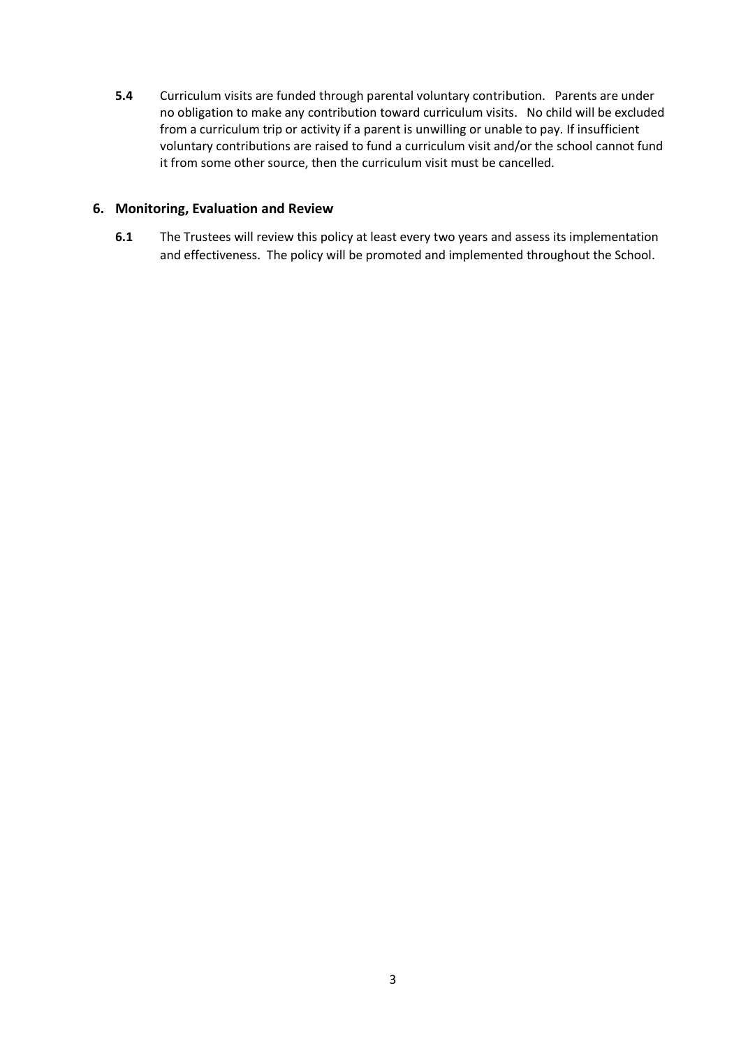**5.4** Curriculum visits are funded through parental voluntary contribution. Parents are under no obligation to make any contribution toward curriculum visits. No child will be excluded from a curriculum trip or activity if a parent is unwilling or unable to pay. If insufficient voluntary contributions are raised to fund a curriculum visit and/or the school cannot fund it from some other source, then the curriculum visit must be cancelled.

## 6. Monitoring, Evaluation and Review

**6.1** The Trustees will review this policy at least every two years and assess its implementation and effectiveness. The policy will be promoted and implemented throughout the School.